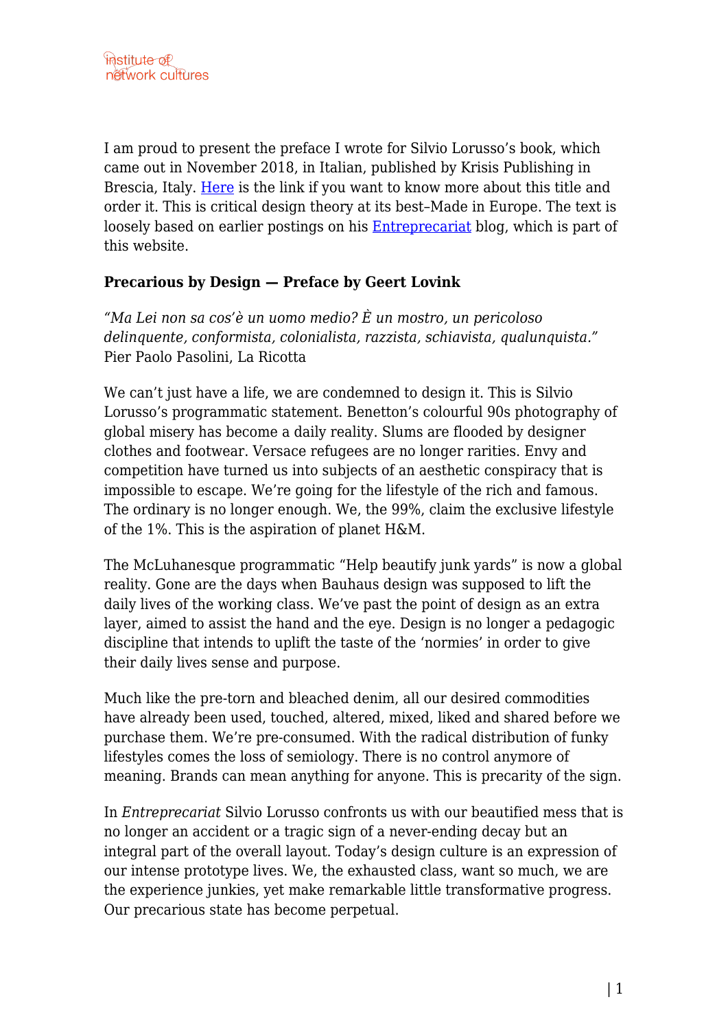I am proud to present the preface I wrote for Silvio Lorusso's book, which came out in November 2018, in Italian, published by Krisis Publishing in Brescia, Italy. Here is the link if you want to know more about this title and order it. This is critical design theory at its best–Made in Europe. The text is loosely based on earlier postings on his Entreprecariat blog, which is part of this website.

**Precarious by Design — Preface by Geert Lovink**

*"Ma Lei non sa cos'è un uomo medio? È un mostro, un pericoloso delinquente, conformista, colonialista, razzista, schiavista, qualunquista."* Pier Paolo Pasolini, La Ricotta

We can't just have a life, we are condemned to design it. This is Silvio Lorusso's programmatic statement. Benetton's colourful 90s photography of global misery has become a daily reality. Slums are flooded by designer clothes and footwear. Versace refugees are no longer rarities. Envy and competition have turned us into subjects of an aesthetic conspiracy that is impossible to escape. We're going for the lifestyle of the rich and famous. The ordinary is no longer enough. We, the 99%, claim the exclusive lifestyle of the 1%. This is the aspiration of planet H&M.

The McLuhanesque programmatic "Help beautify junk yards" is now a global reality. Gone are the days when Bauhaus design was supposed to lift the daily lives of the working class. We've past the point of design as an extra layer, aimed to assist the hand and the eye. Design is no longer a pedagogic discipline that intends to uplift the taste of the 'normies' in order to give their daily lives sense and purpose.

Much like the pre-torn and bleached denim, all our desired commodities have already been used, touched, altered, mixed, liked and shared before we purchase them. We're pre-consumed. With the radical distribution of funky lifestyles comes the loss of semiology. There is no control anymore of meaning. Brands can mean anything for anyone. This is precarity of the sign.

In *Entreprecariat* Silvio Lorusso confronts us with our beautified mess that is no longer an accident or a tragic sign of a never-ending decay but an integral part of the overall layout. Today's design culture is an expression of our intense prototype lives. We, the exhausted class, want so much, we are the experience junkies, yet make remarkable little transformative progress. Our precarious state has become perpetual.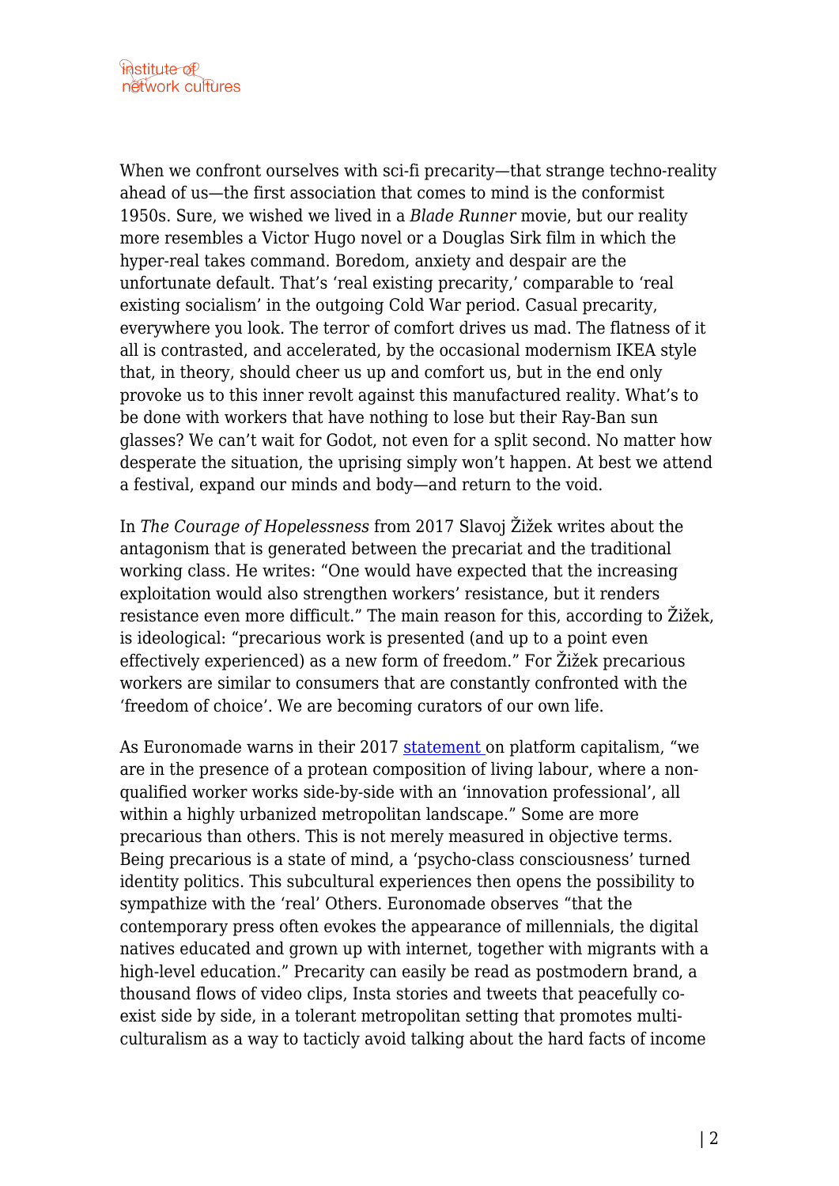When we confront ourselves with sci-fi precarity—that strange techno-reality ahead of us—the first association that comes to mind is the conformist 1950s. Sure, we wished we lived in a *Blade Runner* movie, but our reality more resembles a Victor Hugo novel or a Douglas Sirk film in which the hyper-real takes command. Boredom, anxiety and despair are the unfortunate default. That's 'real existing precarity,' comparable to 'real existing socialism' in the outgoing Cold War period. Casual precarity, everywhere you look. The terror of comfort drives us mad. The flatness of it all is contrasted, and accelerated, by the occasional modernism IKEA style that, in theory, should cheer us up and comfort us, but in the end only provoke us to this inner revolt against this manufactured reality. What's to be done with workers that have nothing to lose but their Ray-Ban sun glasses? We can't wait for Godot, not even for a split second. No matter how desperate the situation, the uprising simply won't happen. At best we attend a festival, expand our minds and body—and return to the void.

In *The Courage of Hopelessness* from 2017 Slavoj Žižek writes about the antagonism that is generated between the precariat and the traditional working class. He writes: "One would have expected that the increasing exploitation would also strengthen workers' resistance, but it renders resistance even more difficult." The main reason for this, according to Žižek, is ideological: "precarious work is presented (and up to a point even effectively experienced) as a new form of freedom." For Žižek precarious workers are similar to consumers that are constantly confronted with the 'freedom of choice'. We are becoming curators of our own life.

As Euronomade warns in their 2017 statement on platform capitalism, "we are in the presence of a protean composition of living labour, where a non-qualified worker works side-by-side with an 'innovation professional', all within a highly urbanized metropolitan landscape." Some are more precarious than others. This is not merely measured in objective terms. Being precarious is a state of mind, a 'psycho-class consciousness' turned identity politics. This subcultural experiences then opens the possibility to sympathize with the 'real' Others. Euronomade observes "that the contemporary press often evokes the appearance of millennials, the digital natives educated and grown up with internet, together with migrants with a high-level education." Precarity can easily be read as postmodern brand, a thousand flows of video clips, Insta stories and tweets that peacefully co-exist side by side, in a tolerant metropolitan setting that promotes multi-culturalism as a way to tacticly avoid talking about the hard facts of income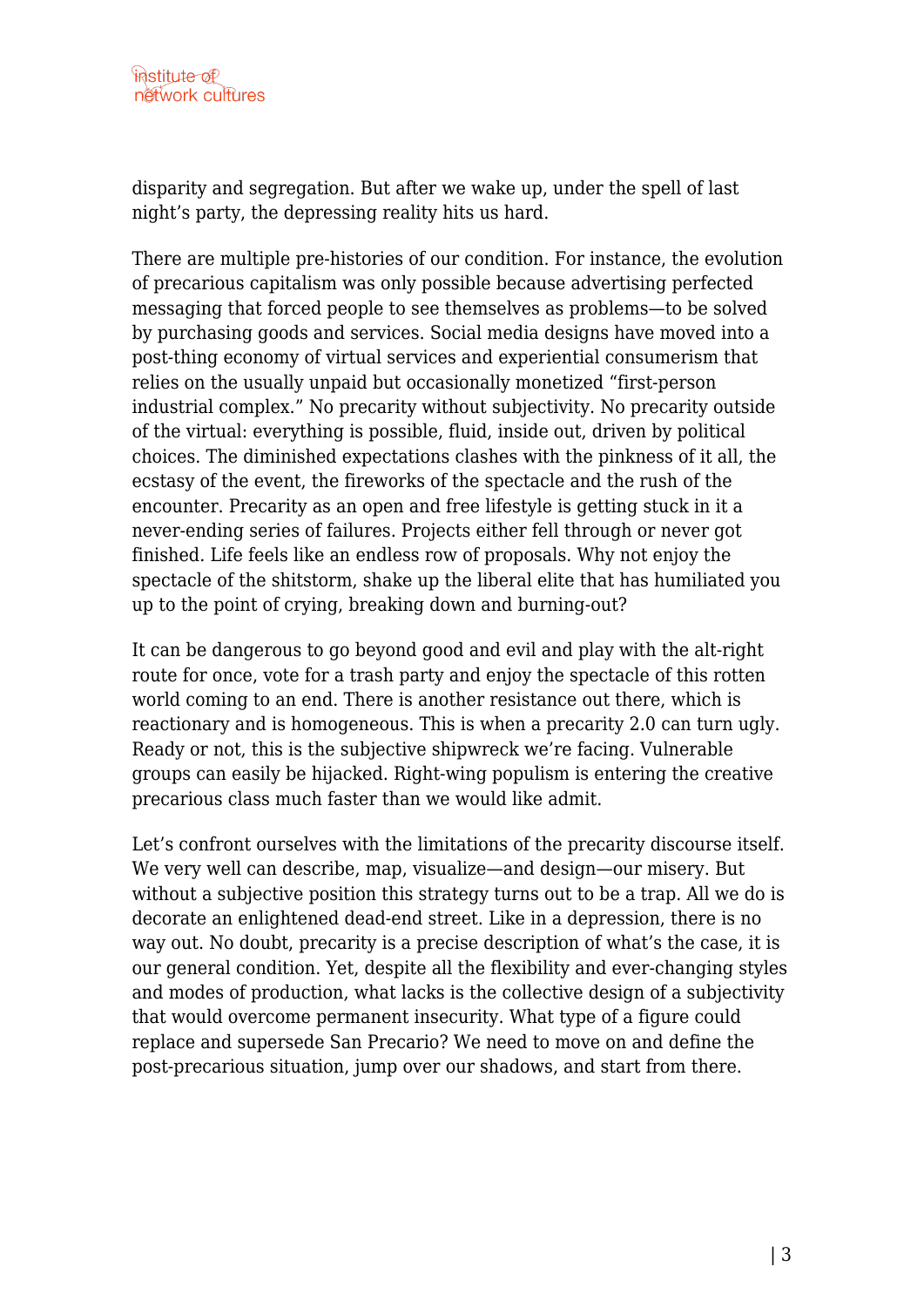disparity and segregation. But after we wake up, under the spell of last night's party, the depressing reality hits us hard.

There are multiple pre-histories of our condition. For instance, the evolution of precarious capitalism was only possible because advertising perfected messaging that forced people to see themselves as problems—to be solved by purchasing goods and services. Social media designs have moved into a post-thing economy of virtual services and experiential consumerism that relies on the usually unpaid but occasionally monetized "first-person industrial complex." No precarity without subjectivity. No precarity outside of the virtual: everything is possible, fluid, inside out, driven by political choices. The diminished expectations clashes with the pinkness of it all, the ecstasy of the event, the fireworks of the spectacle and the rush of the encounter. Precarity as an open and free lifestyle is getting stuck in it a never-ending series of failures. Projects either fell through or never got finished. Life feels like an endless row of proposals. Why not enjoy the spectacle of the shitstorm, shake up the liberal elite that has humiliated you up to the point of crying, breaking down and burning-out?

It can be dangerous to go beyond good and evil and play with the alt-right route for once, vote for a trash party and enjoy the spectacle of this rotten world coming to an end. There is another resistance out there, which is reactionary and is homogeneous. This is when a precarity 2.0 can turn ugly. Ready or not, this is the subjective shipwreck we're facing. Vulnerable groups can easily be hijacked. Right-wing populism is entering the creative precarious class much faster than we would like admit.

Let's confront ourselves with the limitations of the precarity discourse itself. We very well can describe, map, visualize—and design—our misery. But without a subjective position this strategy turns out to be a trap. All we do is decorate an enlightened dead-end street. Like in a depression, there is no way out. No doubt, precarity is a precise description of what's the case, it is our general condition. Yet, despite all the flexibility and ever-changing styles and modes of production, what lacks is the collective design of a subjectivity that would overcome permanent insecurity. What type of a figure could replace and supersede San Precario? We need to move on and define the post-precarious situation, jump over our shadows, and start from there.